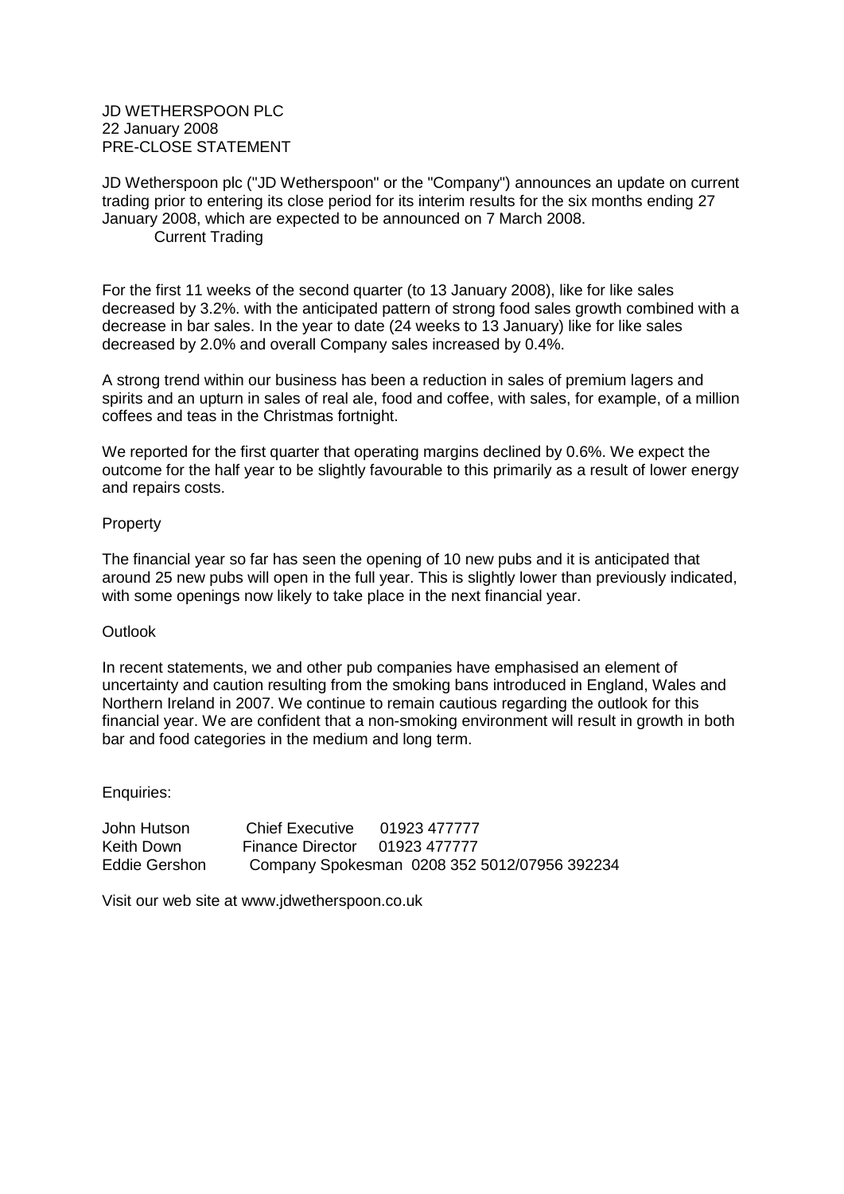JD WETHERSPOON PLC
22 January 2008
PRE-CLOSE STATEMENT

JD Wetherspoon plc ("JD Wetherspoon" or the "Company") announces an update on current trading prior to entering its close period for its interim results for the six months ending 27 January 2008, which are expected to be announced on 7 March 2008.

## Current Trading

For the first 11 weeks of the second quarter (to 13 January 2008), like for like sales decreased by 3.2%. with the anticipated pattern of strong food sales growth combined with a decrease in bar sales. In the year to date (24 weeks to 13 January) like for like sales decreased by 2.0% and overall Company sales increased by 0.4%.

A strong trend within our business has been a reduction in sales of premium lagers and spirits and an upturn in sales of real ale, food and coffee, with sales, for example, of a million coffees and teas in the Christmas fortnight.

We reported for the first quarter that operating margins declined by 0.6%. We expect the outcome for the half year to be slightly favourable to this primarily as a result of lower energy and repairs costs.

## Property

The financial year so far has seen the opening of 10 new pubs and it is anticipated that around 25 new pubs will open in the full year. This is slightly lower than previously indicated, with some openings now likely to take place in the next financial year.

## Outlook

In recent statements, we and other pub companies have emphasised an element of uncertainty and caution resulting from the smoking bans introduced in England, Wales and Northern Ireland in 2007. We continue to remain cautious regarding the outlook for this financial year. We are confident that a non-smoking environment will result in growth in both bar and food categories in the medium and long term.

Enquiries:

| | | |
|---|---|---|
| John Hutson | Chief Executive | 01923 477777 |
| Keith Down | Finance Director | 01923 477777 |
| Eddie Gershon | Company Spokesman | 0208 352 5012/07956 392234 |

Visit our web site at www.jdwetherspoon.co.uk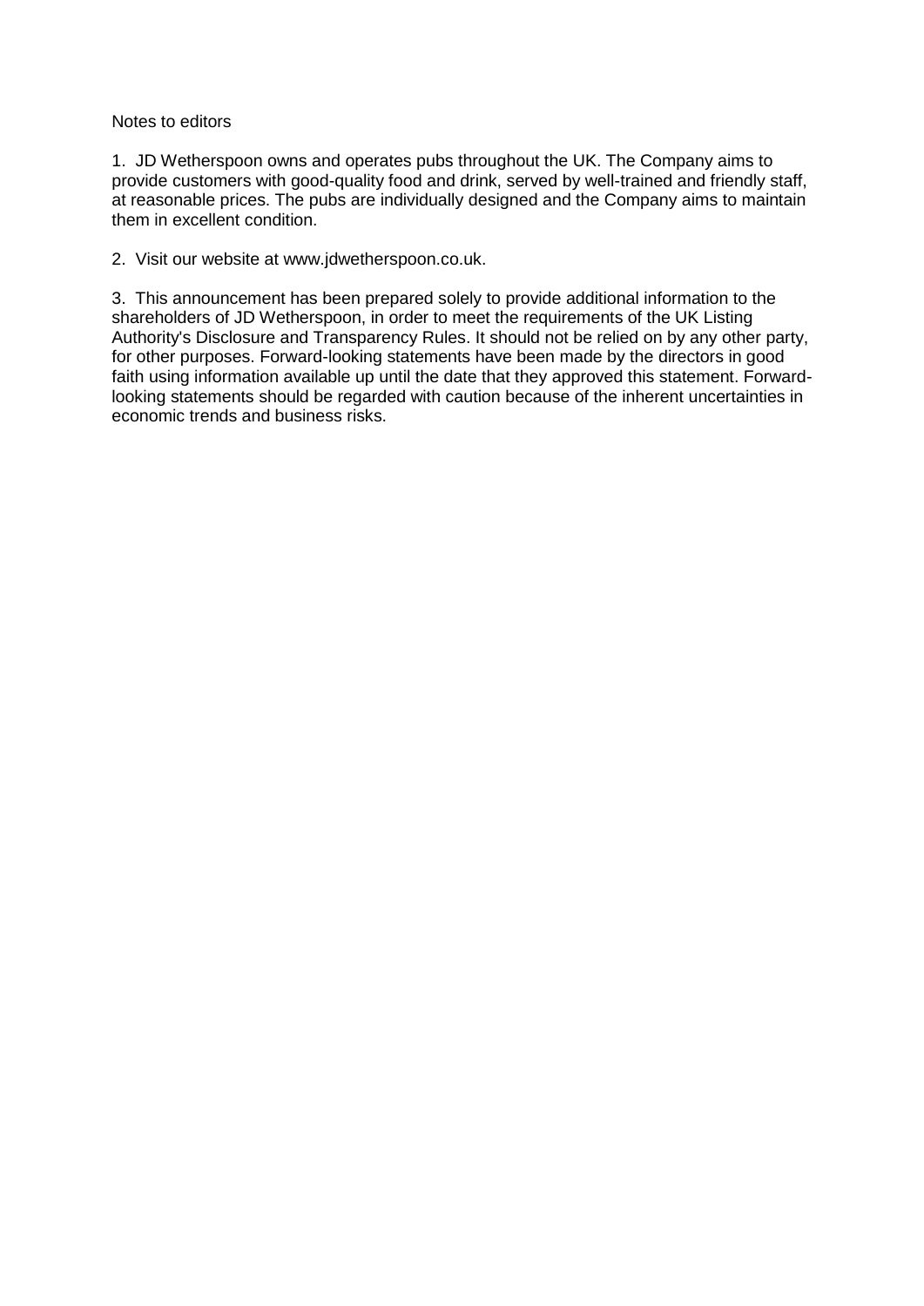Notes to editors

1. JD Wetherspoon owns and operates pubs throughout the UK. The Company aims to provide customers with good-quality food and drink, served by well-trained and friendly staff, at reasonable prices. The pubs are individually designed and the Company aims to maintain them in excellent condition.

2. Visit our website at www.jdwetherspoon.co.uk.

3. This announcement has been prepared solely to provide additional information to the shareholders of JD Wetherspoon, in order to meet the requirements of the UK Listing Authority's Disclosure and Transparency Rules. It should not be relied on by any other party, for other purposes. Forward-looking statements have been made by the directors in good faith using information available up until the date that they approved this statement. Forward-looking statements should be regarded with caution because of the inherent uncertainties in economic trends and business risks.